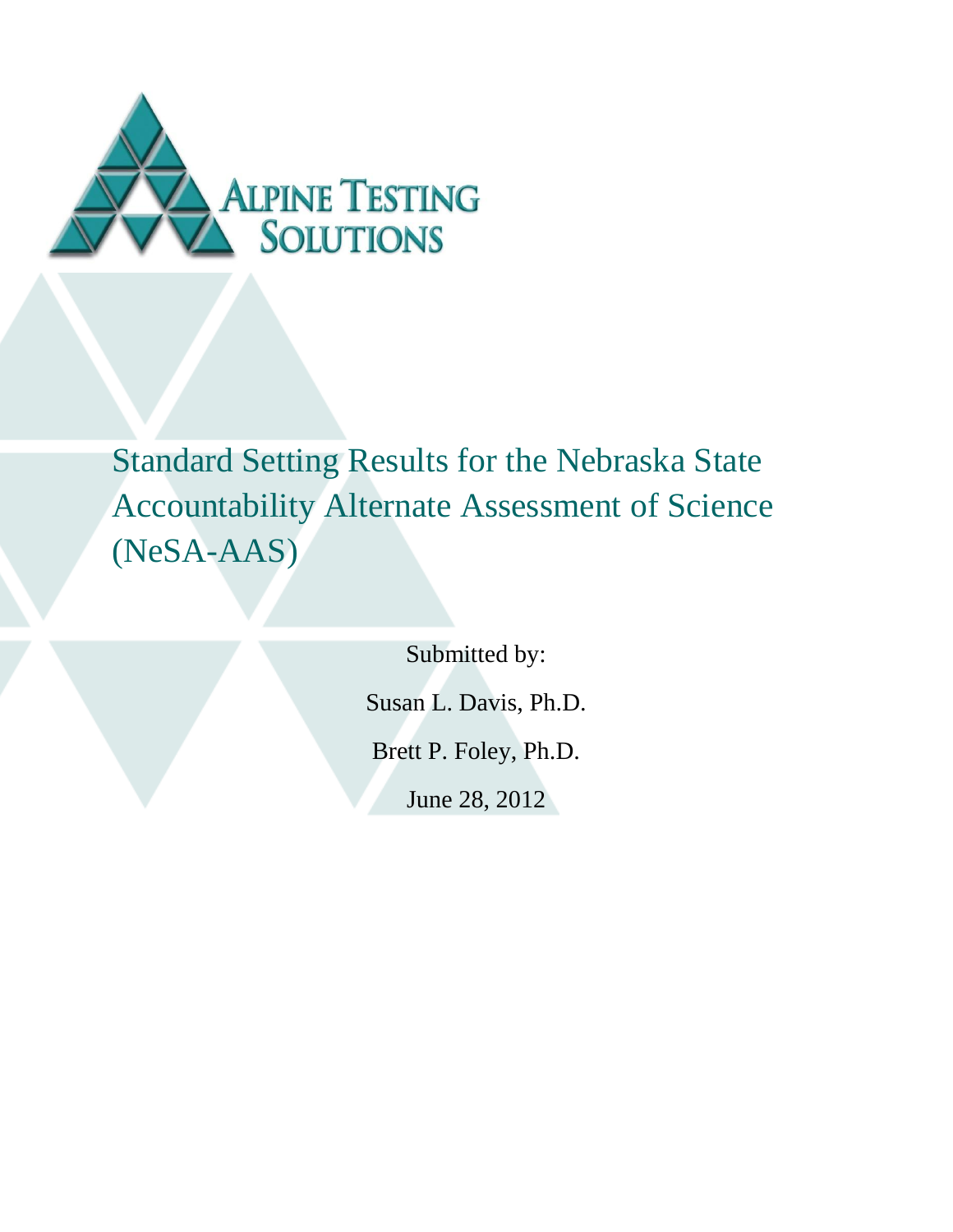ALPINE TESTING SOLUTIONS

# Standard Setting Results for the Nebraska State Accountability Alternate Assessment of Science (NeSA-AAS)

Submitted by:

Susan L. Davis, Ph.D.

Brett P. Foley, Ph.D.

June 28, 2012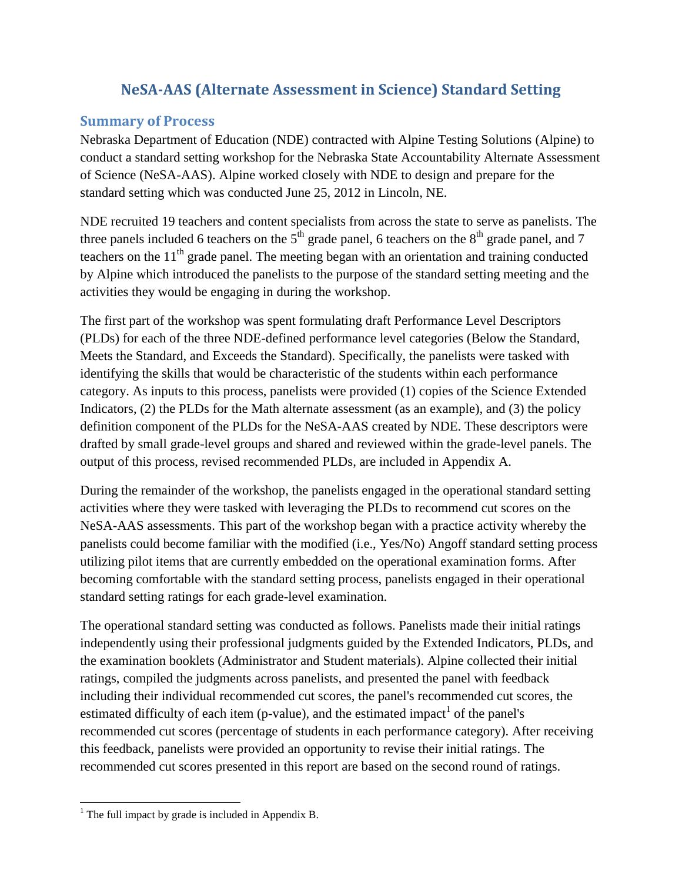# NeSA-AAS (Alternate Assessment in Science) Standard Setting

## Summary of Process

Nebraska Department of Education (NDE) contracted with Alpine Testing Solutions (Alpine) to conduct a standard setting workshop for the Nebraska State Accountability Alternate Assessment of Science (NeSA-AAS). Alpine worked closely with NDE to design and prepare for the standard setting which was conducted June 25, 2012 in Lincoln, NE.

NDE recruited 19 teachers and content specialists from across the state to serve as panelists. The three panels included 6 teachers on the 5th grade panel, 6 teachers on the 8th grade panel, and 7 teachers on the 11th grade panel. The meeting began with an orientation and training conducted by Alpine which introduced the panelists to the purpose of the standard setting meeting and the activities they would be engaging in during the workshop.

The first part of the workshop was spent formulating draft Performance Level Descriptors (PLDs) for each of the three NDE-defined performance level categories (Below the Standard, Meets the Standard, and Exceeds the Standard). Specifically, the panelists were tasked with identifying the skills that would be characteristic of the students within each performance category. As inputs to this process, panelists were provided (1) copies of the Science Extended Indicators, (2) the PLDs for the Math alternate assessment (as an example), and (3) the policy definition component of the PLDs for the NeSA-AAS created by NDE. These descriptors were drafted by small grade-level groups and shared and reviewed within the grade-level panels. The output of this process, revised recommended PLDs, are included in Appendix A.

During the remainder of the workshop, the panelists engaged in the operational standard setting activities where they were tasked with leveraging the PLDs to recommend cut scores on the NeSA-AAS assessments. This part of the workshop began with a practice activity whereby the panelists could become familiar with the modified (i.e., Yes/No) Angoff standard setting process utilizing pilot items that are currently embedded on the operational examination forms. After becoming comfortable with the standard setting process, panelists engaged in their operational standard setting ratings for each grade-level examination.

The operational standard setting was conducted as follows. Panelists made their initial ratings independently using their professional judgments guided by the Extended Indicators, PLDs, and the examination booklets (Administrator and Student materials). Alpine collected their initial ratings, compiled the judgments across panelists, and presented the panel with feedback including their individual recommended cut scores, the panel's recommended cut scores, the estimated difficulty of each item (p-value), and the estimated impact[1] of the panel's recommended cut scores (percentage of students in each performance category). After receiving this feedback, panelists were provided an opportunity to revise their initial ratings. The recommended cut scores presented in this report are based on the second round of ratings.

[1] The full impact by grade is included in Appendix B.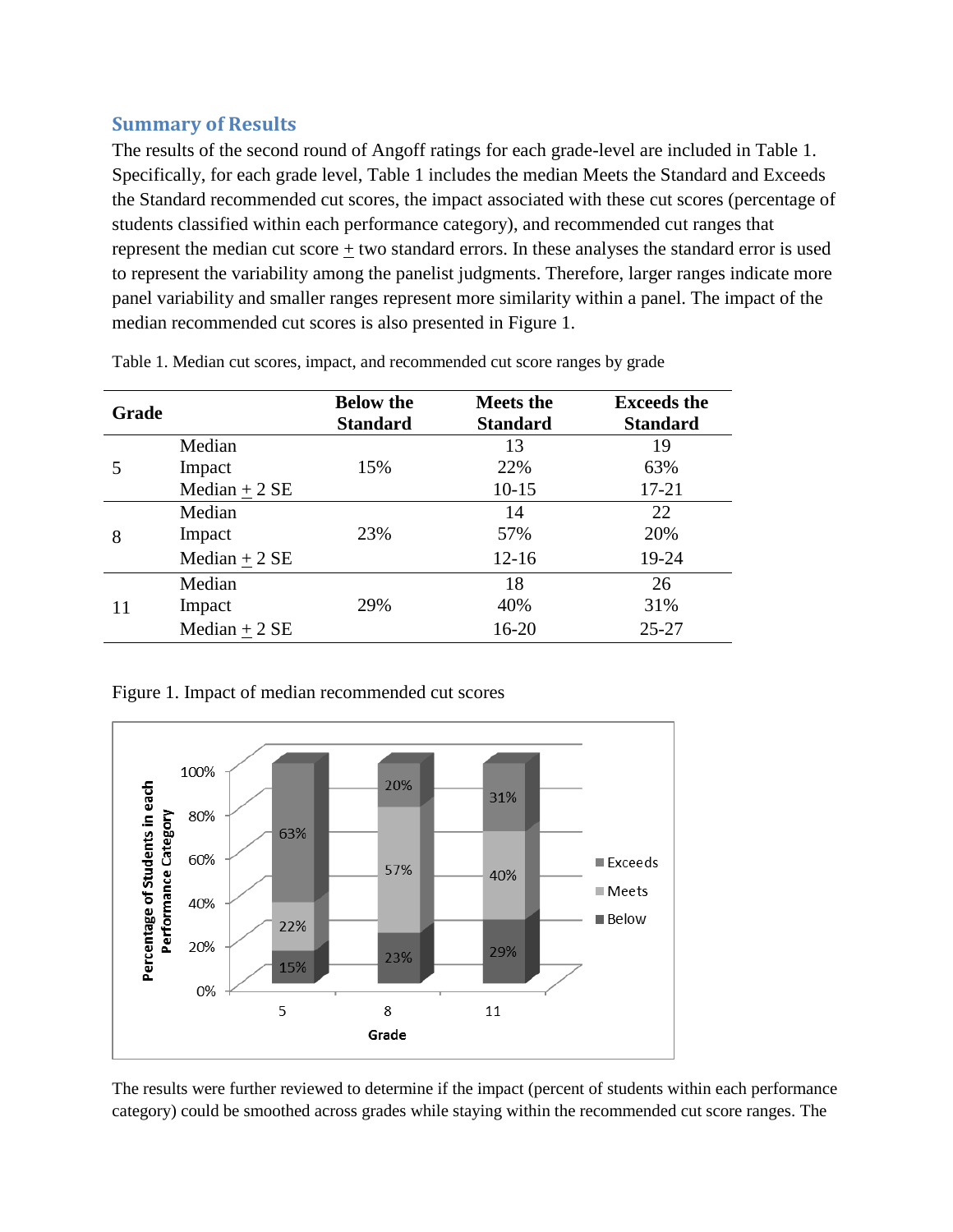## Summary of Results

The results of the second round of Angoff ratings for each grade-level are included in Table 1. Specifically, for each grade level, Table 1 includes the median Meets the Standard and Exceeds the Standard recommended cut scores, the impact associated with these cut scores (percentage of students classified within each performance category), and recommended cut ranges that represent the median cut score ± two standard errors. In these analyses the standard error is used to represent the variability among the panelist judgments. Therefore, larger ranges indicate more panel variability and smaller ranges represent more similarity within a panel. The impact of the median recommended cut scores is also presented in Figure 1.

Table 1. Median cut scores, impact, and recommended cut score ranges by grade

| Grade | | Below the Standard | Meets the Standard | Exceeds the Standard |
|---|---|---|---|---|
| 5 | Median | | 13 | 19 |
| | Impact | 15% | 22% | 63% |
| | Median ± 2 SE | | 10-15 | 17-21 |
| 8 | Median | | 14 | 22 |
| | Impact | 23% | 57% | 20% |
| | Median ± 2 SE | | 12-16 | 19-24 |
| 11 | Median | | 18 | 26 |
| | Impact | 29% | 40% | 31% |
| | Median ± 2 SE | | 16-20 | 25-27 |

Figure 1. Impact of median recommended cut scores

| Grade | Below | Meets | Exceeds |
|---|---|---|---|
| 5 | 15% | 22% | 63% |
| 8 | 23% | 57% | 20% |
| 11 | 29% | 40% | 31% |

The results were further reviewed to determine if the impact (percent of students within each performance category) could be smoothed across grades while staying within the recommended cut score ranges. The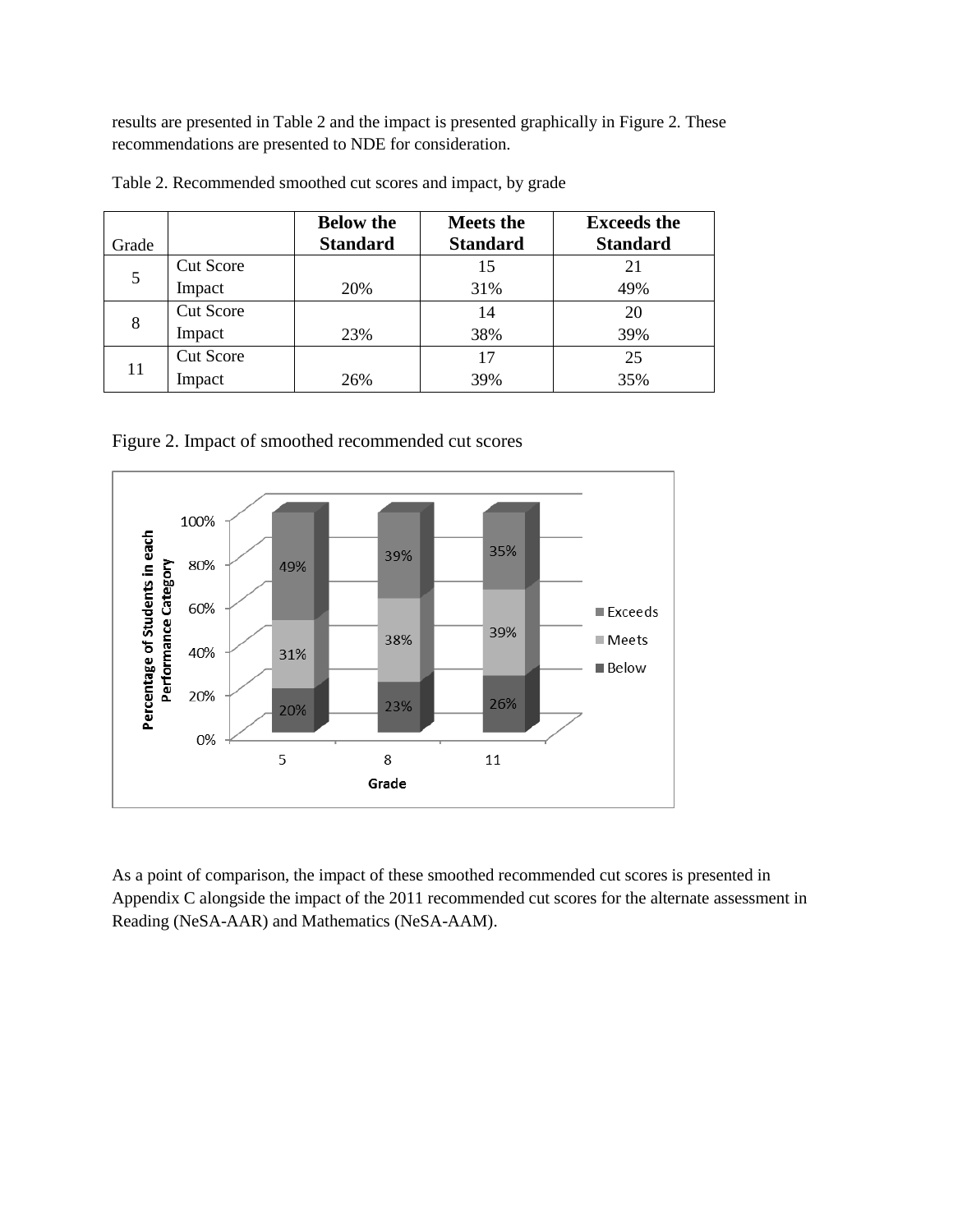results are presented in Table 2 and the impact is presented graphically in Figure 2. These recommendations are presented to NDE for consideration.

Table 2. Recommended smoothed cut scores and impact, by grade

| Grade | | Below the Standard | Meets the Standard | Exceeds the Standard |
|---|---|---|---|---|
| 5 | Cut Score | | 15 | 21 |
| | Impact | 20% | 31% | 49% |
| 8 | Cut Score | | 14 | 20 |
| | Impact | 23% | 38% | 39% |
| 11 | Cut Score | | 17 | 25 |
| | Impact | 26% | 39% | 35% |

Figure 2. Impact of smoothed recommended cut scores

As a point of comparison, the impact of these smoothed recommended cut scores is presented in Appendix C alongside the impact of the 2011 recommended cut scores for the alternate assessment in Reading (NeSA-AAR) and Mathematics (NeSA-AAM).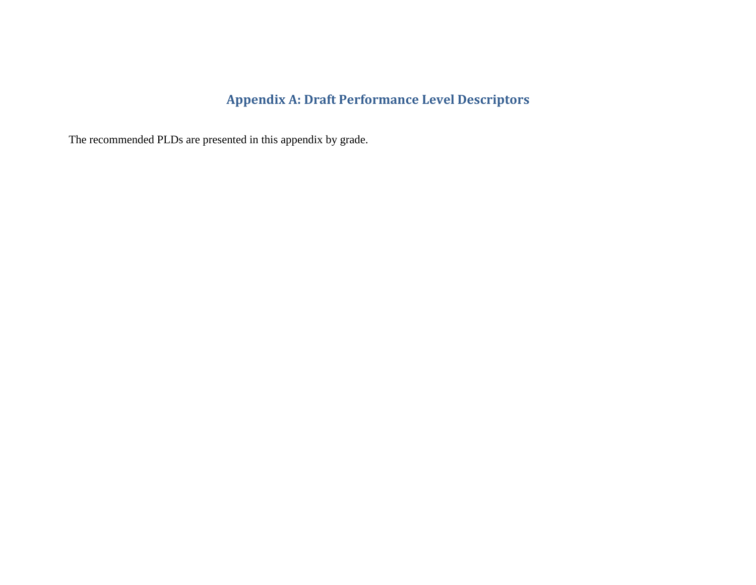# Appendix A: Draft Performance Level Descriptors

The recommended PLDs are presented in this appendix by grade.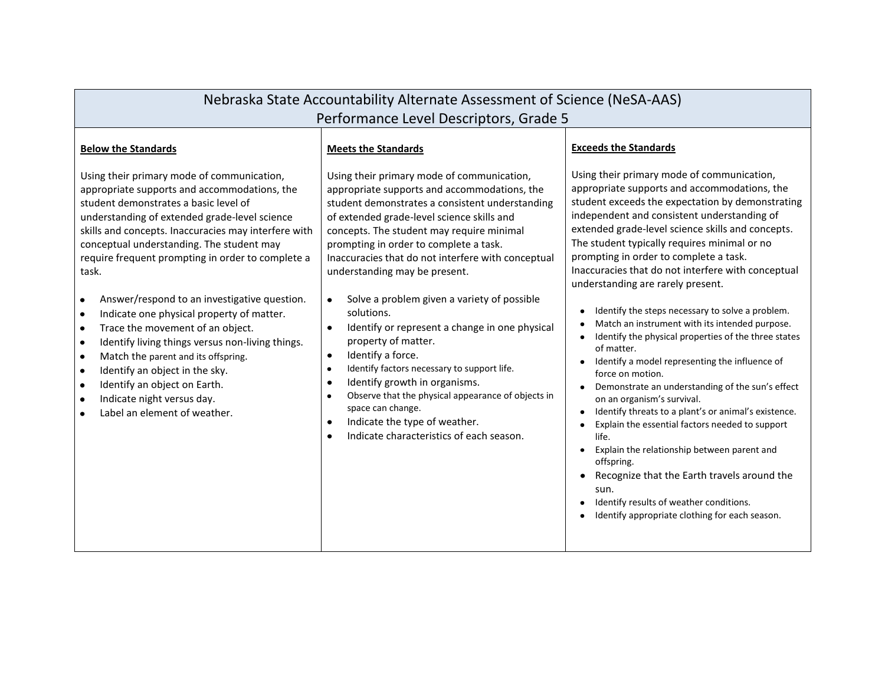# Nebraska State Accountability Alternate Assessment of Science (NeSA-AAS)
## Performance Level Descriptors, Grade 5

### Below the Standards

Using their primary mode of communication, appropriate supports and accommodations, the student demonstrates a basic level of understanding of extended grade-level science skills and concepts. Inaccuracies may interfere with conceptual understanding. The student may require frequent prompting in order to complete a task.

- Answer/respond to an investigative question.
- Indicate one physical property of matter.
- Trace the movement of an object.
- Identify living things versus non-living things.
- Match the parent and its offspring.
- Identify an object in the sky.
- Identify an object on Earth.
- Indicate night versus day.
- Label an element of weather.

### Meets the Standards

Using their primary mode of communication, appropriate supports and accommodations, the student demonstrates a consistent understanding of extended grade-level science skills and concepts. The student may require minimal prompting in order to complete a task. Inaccuracies that do not interfere with conceptual understanding may be present.

- Solve a problem given a variety of possible solutions.
- Identify or represent a change in one physical property of matter.
- Identify a force.
- Identify factors necessary to support life.
- Identify growth in organisms.
- Observe that the physical appearance of objects in space can change.
- Indicate the type of weather.
- Indicate characteristics of each season.

### Exceeds the Standards

Using their primary mode of communication, appropriate supports and accommodations, the student exceeds the expectation by demonstrating independent and consistent understanding of extended grade-level science skills and concepts. The student typically requires minimal or no prompting in order to complete a task. Inaccuracies that do not interfere with conceptual understanding are rarely present.

- Identify the steps necessary to solve a problem.
- Match an instrument with its intended purpose.
- Identify the physical properties of the three states of matter.
- Identify a model representing the influence of force on motion.
- Demonstrate an understanding of the sun's effect on an organism's survival.
- Identify threats to a plant's or animal's existence.
- Explain the essential factors needed to support life.
- Explain the relationship between parent and offspring.
- Recognize that the Earth travels around the sun.
- Identify results of weather conditions.
- Identify appropriate clothing for each season.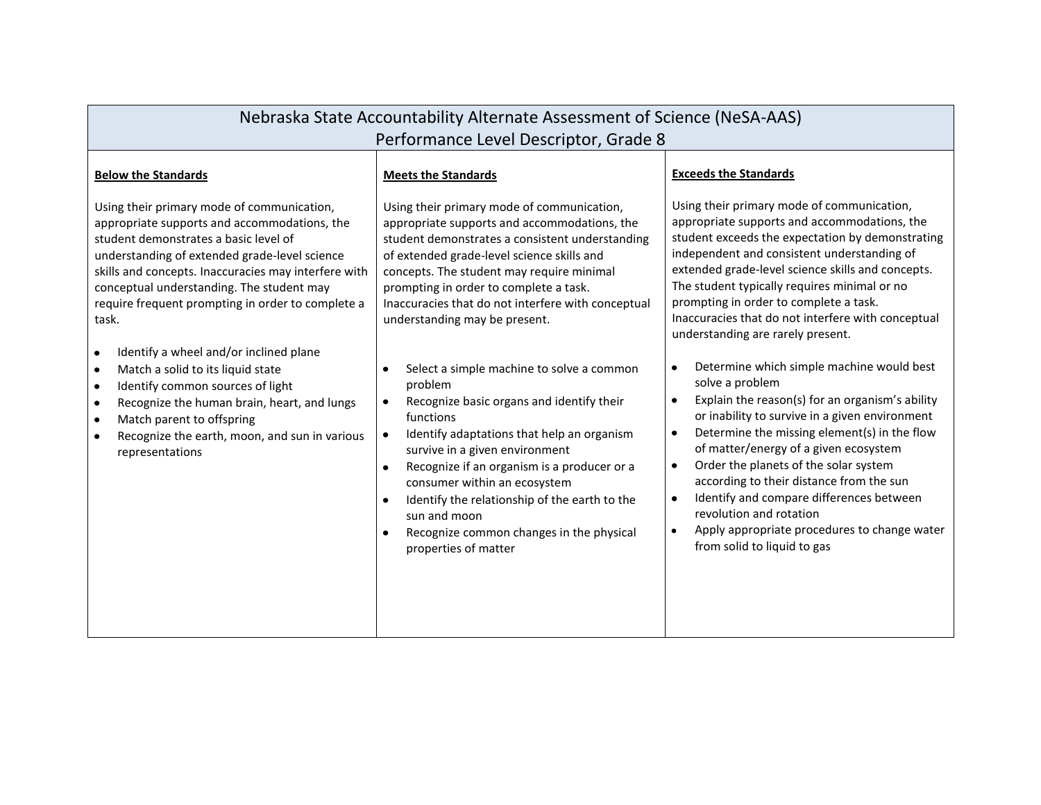# Nebraska State Accountability Alternate Assessment of Science (NeSA-AAS)

## Performance Level Descriptor, Grade 8

| Below the Standards | Meets the Standards | Exceeds the Standards |
|---|---|---|
| Using their primary mode of communication, appropriate supports and accommodations, the student demonstrates a basic level of understanding of extended grade-level science skills and concepts. Inaccuracies may interfere with conceptual understanding. The student may require frequent prompting in order to complete a task.<br><br>• Identify a wheel and/or inclined plane<br>• Match a solid to its liquid state<br>• Identify common sources of light<br>• Recognize the human brain, heart, and lungs<br>• Match parent to offspring<br>• Recognize the earth, moon, and sun in various representations | Using their primary mode of communication, appropriate supports and accommodations, the student demonstrates a consistent understanding of extended grade-level science skills and concepts. The student may require minimal prompting in order to complete a task. Inaccuracies that do not interfere with conceptual understanding may be present.<br><br>• Select a simple machine to solve a common problem<br>• Recognize basic organs and identify their functions<br>• Identify adaptations that help an organism survive in a given environment<br>• Recognize if an organism is a producer or a consumer within an ecosystem<br>• Identify the relationship of the earth to the sun and moon<br>• Recognize common changes in the physical properties of matter | Using their primary mode of communication, appropriate supports and accommodations, the student exceeds the expectation by demonstrating independent and consistent understanding of extended grade-level science skills and concepts. The student typically requires minimal or no prompting in order to complete a task. Inaccuracies that do not interfere with conceptual understanding are rarely present.<br><br>• Determine which simple machine would best solve a problem<br>• Explain the reason(s) for an organism's ability or inability to survive in a given environment<br>• Determine the missing element(s) in the flow of matter/energy of a given ecosystem<br>• Order the planets of the solar system according to their distance from the sun<br>• Identify and compare differences between revolution and rotation<br>• Apply appropriate procedures to change water from solid to liquid to gas |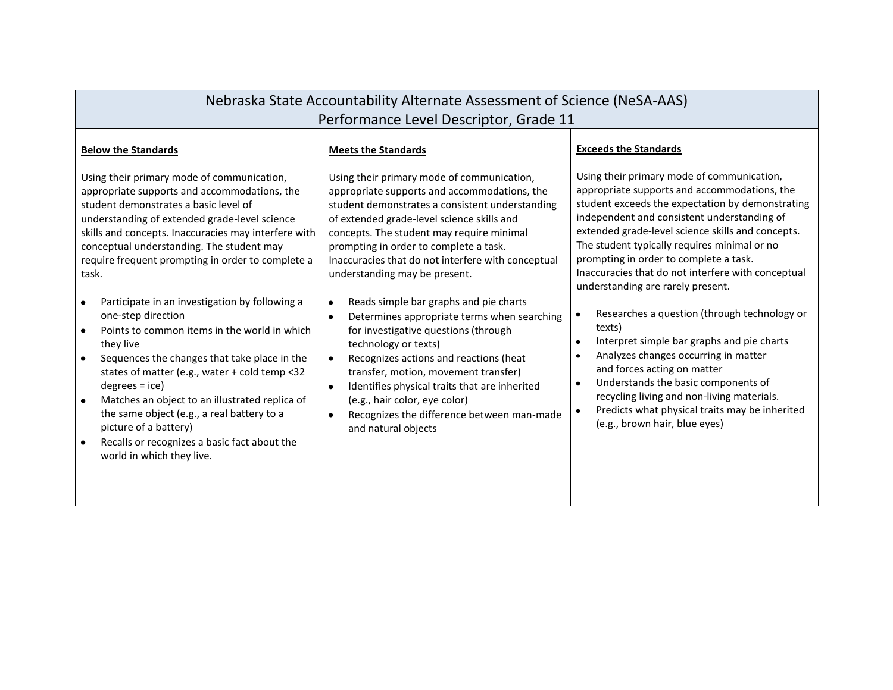| Nebraska State Accountability Alternate Assessment of Science (NeSA-AAS) Performance Level Descriptor, Grade 11 | | |
|---|---|---|
| **Below the Standards**<br><br>Using their primary mode of communication, appropriate supports and accommodations, the student demonstrates a basic level of understanding of extended grade-level science skills and concepts. Inaccuracies may interfere with conceptual understanding. The student may require frequent prompting in order to complete a task.<br><br>• Participate in an investigation by following a one-step direction<br>• Points to common items in the world in which they live<br>• Sequences the changes that take place in the states of matter (e.g., water + cold temp <32 degrees = ice)<br>• Matches an object to an illustrated replica of the same object (e.g., a real battery to a picture of a battery)<br>• Recalls or recognizes a basic fact about the world in which they live. | **Meets the Standards**<br><br>Using their primary mode of communication, appropriate supports and accommodations, the student demonstrates a consistent understanding of extended grade-level science skills and concepts. The student may require minimal prompting in order to complete a task. Inaccuracies that do not interfere with conceptual understanding may be present.<br><br>• Reads simple bar graphs and pie charts<br>• Determines appropriate terms when searching for investigative questions (through technology or texts)<br>• Recognizes actions and reactions (heat transfer, motion, movement transfer)<br>• Identifies physical traits that are inherited (e.g., hair color, eye color)<br>• Recognizes the difference between man-made and natural objects | **Exceeds the Standards**<br><br>Using their primary mode of communication, appropriate supports and accommodations, the student exceeds the expectation by demonstrating independent and consistent understanding of extended grade-level science skills and concepts. The student typically requires minimal or no prompting in order to complete a task. Inaccuracies that do not interfere with conceptual understanding are rarely present.<br><br>• Researches a question (through technology or texts)<br>• Interpret simple bar graphs and pie charts<br>• Analyzes changes occurring in matter and forces acting on matter<br>• Understands the basic components of recycling living and non-living materials.<br>• Predicts what physical traits may be inherited (e.g., brown hair, blue eyes) |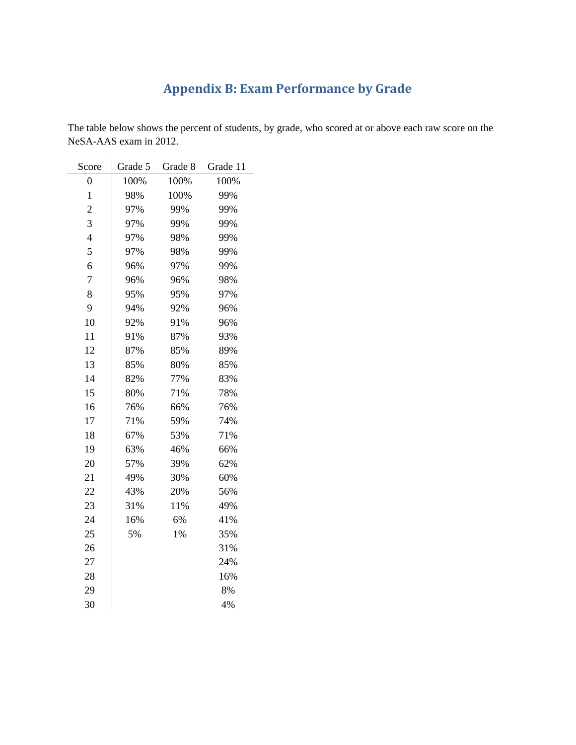# Appendix B: Exam Performance by Grade

The table below shows the percent of students, by grade, who scored at or above each raw score on the NeSA-AAS exam in 2012.

| Score | Grade 5 | Grade 8 | Grade 11 |
|---|---|---|---|
| 0 | 100% | 100% | 100% |
| 1 | 98% | 100% | 99% |
| 2 | 97% | 99% | 99% |
| 3 | 97% | 99% | 99% |
| 4 | 97% | 98% | 99% |
| 5 | 97% | 98% | 99% |
| 6 | 96% | 97% | 99% |
| 7 | 96% | 96% | 98% |
| 8 | 95% | 95% | 97% |
| 9 | 94% | 92% | 96% |
| 10 | 92% | 91% | 96% |
| 11 | 91% | 87% | 93% |
| 12 | 87% | 85% | 89% |
| 13 | 85% | 80% | 85% |
| 14 | 82% | 77% | 83% |
| 15 | 80% | 71% | 78% |
| 16 | 76% | 66% | 76% |
| 17 | 71% | 59% | 74% |
| 18 | 67% | 53% | 71% |
| 19 | 63% | 46% | 66% |
| 20 | 57% | 39% | 62% |
| 21 | 49% | 30% | 60% |
| 22 | 43% | 20% | 56% |
| 23 | 31% | 11% | 49% |
| 24 | 16% | 6% | 41% |
| 25 | 5% | 1% | 35% |
| 26 | | | 31% |
| 27 | | | 24% |
| 28 | | | 16% |
| 29 | | | 8% |
| 30 | | | 4% |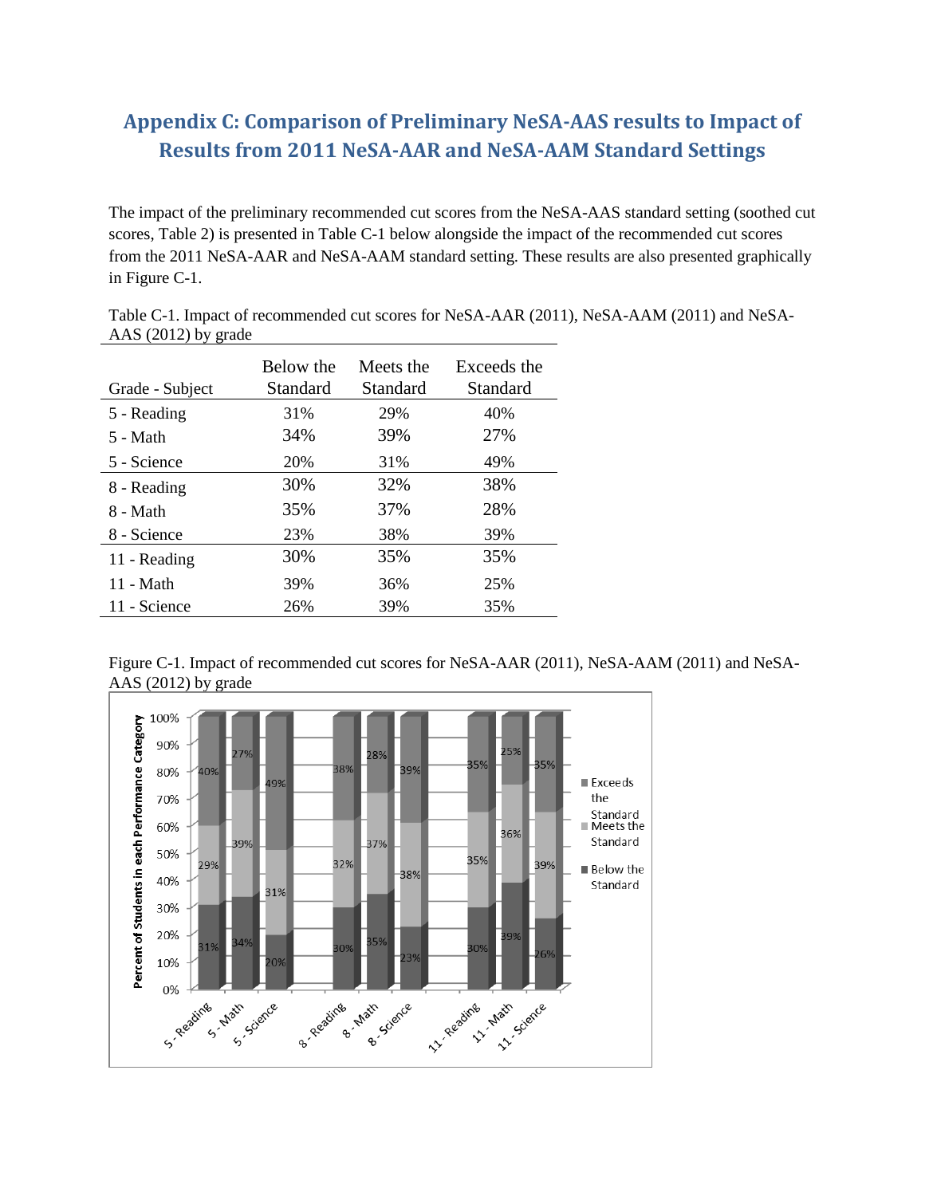# Appendix C: Comparison of Preliminary NeSA-AAS results to Impact of Results from 2011 NeSA-AAR and NeSA-AAM Standard Settings

The impact of the preliminary recommended cut scores from the NeSA-AAS standard setting (soothed cut scores, Table 2) is presented in Table C-1 below alongside the impact of the recommended cut scores from the 2011 NeSA-AAR and NeSA-AAM standard setting. These results are also presented graphically in Figure C-1.

Table C-1. Impact of recommended cut scores for NeSA-AAR (2011), NeSA-AAM (2011) and NeSA-AAS (2012) by grade

| Grade - Subject | Below the Standard | Meets the Standard | Exceeds the Standard |
|---|---|---|---|
| 5 - Reading | 31% | 29% | 40% |
| 5 - Math | 34% | 39% | 27% |
| 5 - Science | 20% | 31% | 49% |
| 8 - Reading | 30% | 32% | 38% |
| 8 - Math | 35% | 37% | 28% |
| 8 - Science | 23% | 38% | 39% |
| 11 - Reading | 30% | 35% | 35% |
| 11 - Math | 39% | 36% | 25% |
| 11 - Science | 26% | 39% | 35% |

Figure C-1. Impact of recommended cut scores for NeSA-AAR (2011), NeSA-AAM (2011) and NeSA-AAS (2012) by grade

Percent of Students in each Performance Category

100%
90%
80%
70%
60%
50%
40%
30%
20%
10%
0%

5 - Reading: 31%, 29%, 40%
5 - Math: 34%, 39%, 27%
5 - Science: 20%, 31%, 49%
8 - Reading: 30%, 32%, 38%
8 - Math: 35%, 37%, 28%
8 - Science: 23%, 38%, 39%
11 - Reading: 30%, 35%, 35%
11 - Math: 39%, 36%, 25%
11 - Science: 26%, 39%, 35%

Exceeds the Standard
Meets the Standard
Below the Standard